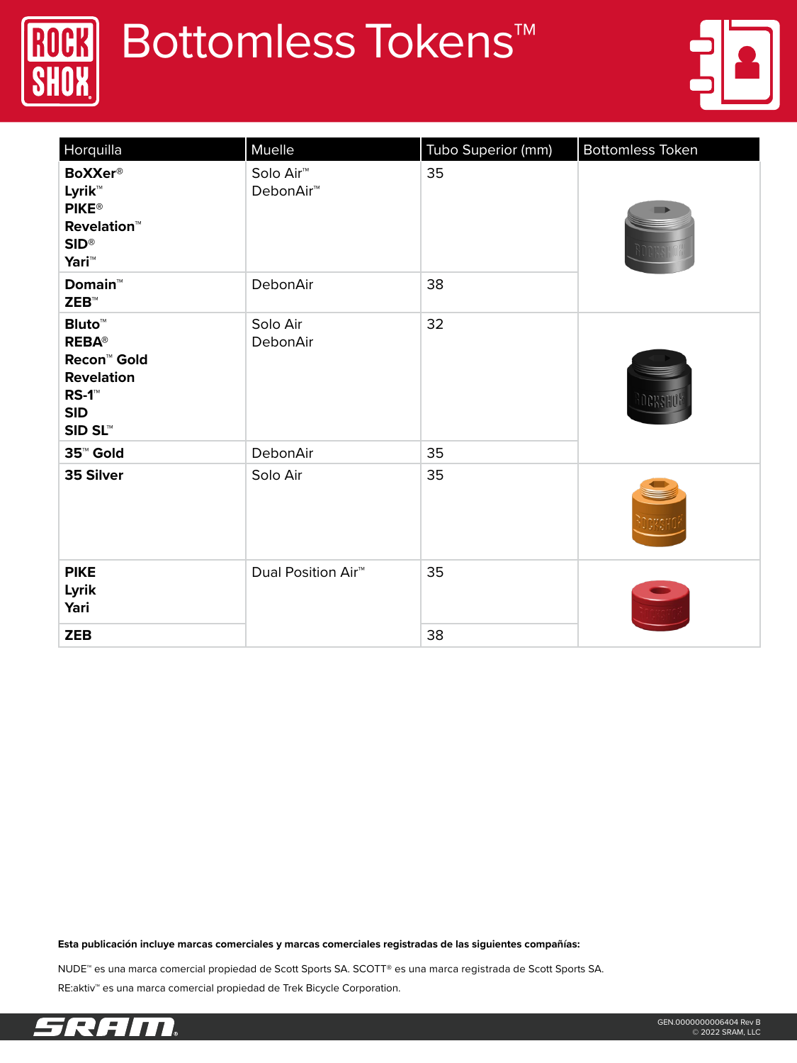# Bottomless Tokens™

| Horquilla | Muelle | Tubo Superior (mm) | Bottomless Token |
|---|---|---|---|
| **BoXXer®**<br>**Lyrik™**<br>**PIKE®**<br>**Revelation™**<br>**SID®**<br>**Yari™** | Solo Air™<br>DebonAir™ | 35 | |
| **Domain™**<br>**ZEB™** | DebonAir | 38 | |
| **Bluto™**<br>**REBA®**<br>**Recon™ Gold**<br>**Revelation**<br>**RS-1™**<br>**SID**<br>**SID SL™** | Solo Air<br>DebonAir | 32 | |
| **35™ Gold** | DebonAir | 35 | |
| **35 Silver** | Solo Air | 35 | |
| **PIKE**<br>**Lyrik**<br>**Yari** | Dual Position Air™ | 35 | |
| **ZEB** | | 38 | |

**Esta publicación incluye marcas comerciales y marcas comerciales registradas de las siguientes compañías:**

NUDE™ es una marca comercial propiedad de Scott Sports SA. SCOTT® es una marca registrada de Scott Sports SA.

RE:aktiv™ es una marca comercial propiedad de Trek Bicycle Corporation.

GEN.0000000006404 Rev B
© 2022 SRAM, LLC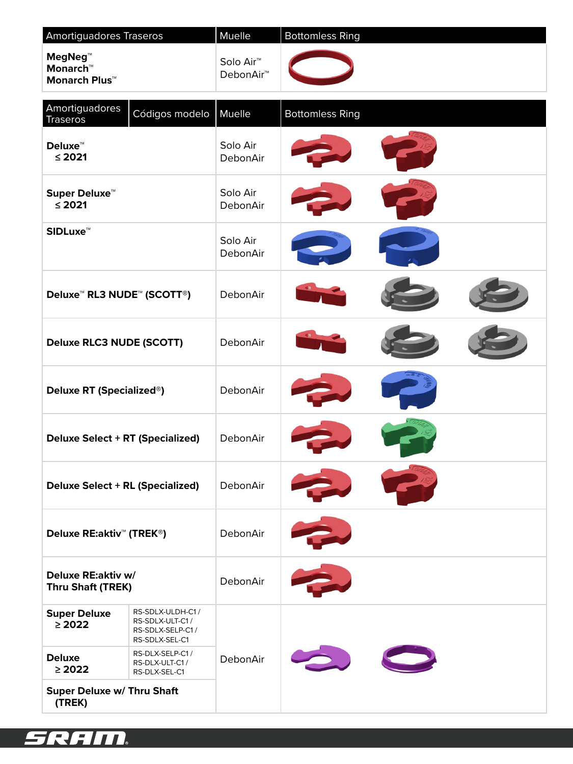| Amortiguadores Traseros | Muelle | Bottomless Ring |
| --- | --- | --- |
| **MegNeg™**<br>**Monarch™**<br>**Monarch Plus™** | Solo Air™<br>DebonAir™ | |

| Amortiguadores Traseros | Códigos modelo | Muelle | Bottomless Ring |
| --- | --- | --- | --- |
| **Deluxe™**<br>**≤ 2021** | | Solo Air<br>DebonAir | |
| **Super Deluxe™**<br>**≤ 2021** | | Solo Air<br>DebonAir | |
| **SIDLuxe™** | | Solo Air<br>DebonAir | |
| **Deluxe™ RL3 NUDE™ (SCOTT®)** | | DebonAir | |
| **Deluxe RLC3 NUDE (SCOTT)** | | DebonAir | |
| **Deluxe RT (Specialized®)** | | DebonAir | |
| **Deluxe Select + RT (Specialized)** | | DebonAir | |
| **Deluxe Select + RL (Specialized)** | | DebonAir | |
| **Deluxe RE:aktiv™ (TREK®)** | | DebonAir | |
| **Deluxe RE:aktiv w/ Thru Shaft (TREK)** | | DebonAir | |
| **Super Deluxe**<br>**≥ 2022** | RS-SDLX-ULDH-C1 / RS-SDLX-ULT-C1 / RS-SDLX-SELP-C1 / RS-SDLX-SEL-C1 | DebonAir | |
| **Deluxe**<br>**≥ 2022** | RS-DLX-SELP-C1 / RS-DLX-ULT-C1 / RS-DLX-SEL-C1 | DebonAir | |
| **Super Deluxe w/ Thru Shaft (TREK)** | | DebonAir | |